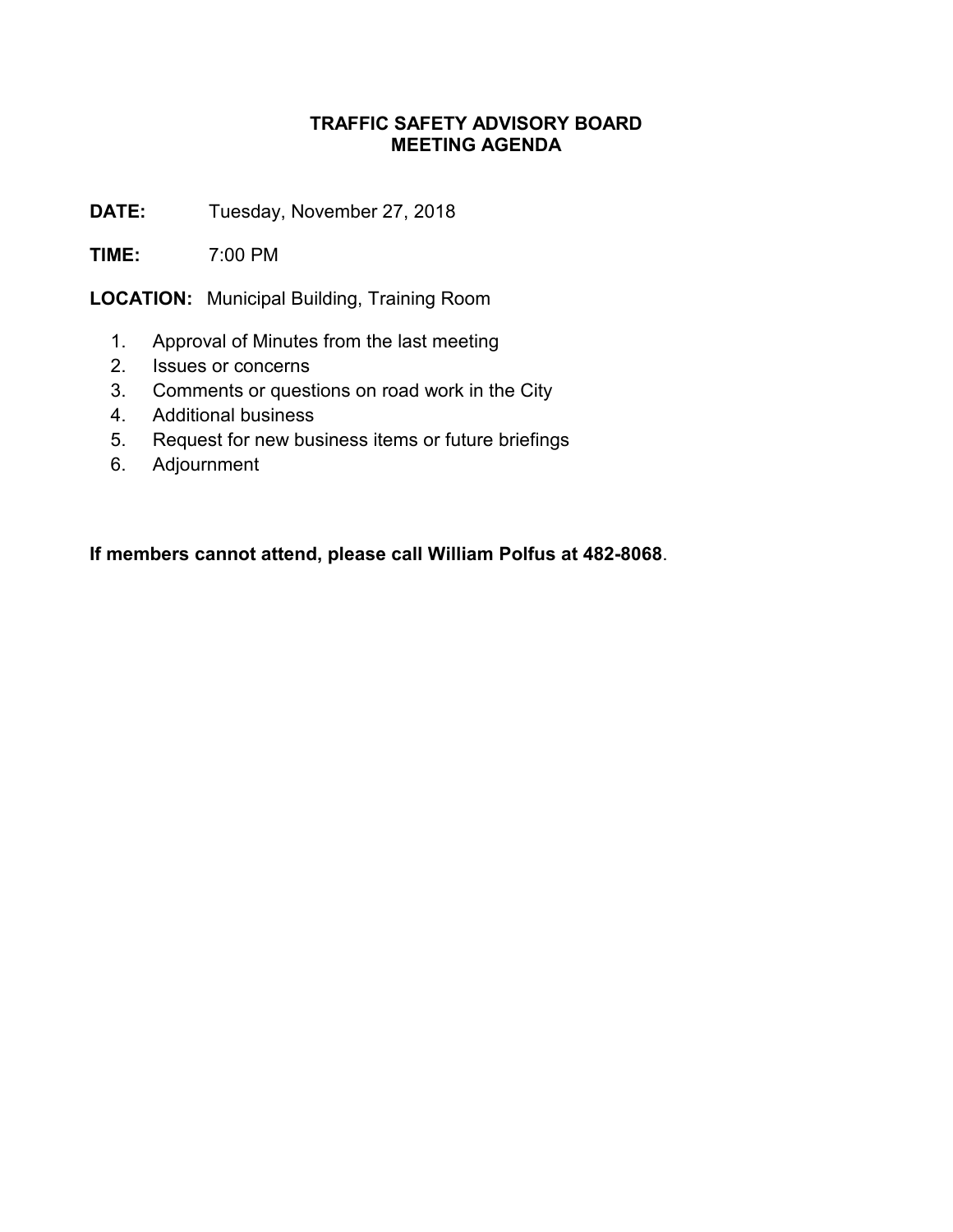# TRAFFIC SAFETY ADVISORY BOARD
# MEETING AGENDA

**DATE:** Tuesday, November 27, 2018

**TIME:** 7:00 PM

**LOCATION:** Municipal Building, Training Room

1. Approval of Minutes from the last meeting
2. Issues or concerns
3. Comments or questions on road work in the City
4. Additional business
5. Request for new business items or future briefings
6. Adjournment

**If members cannot attend, please call William Polfus at 482-8068**.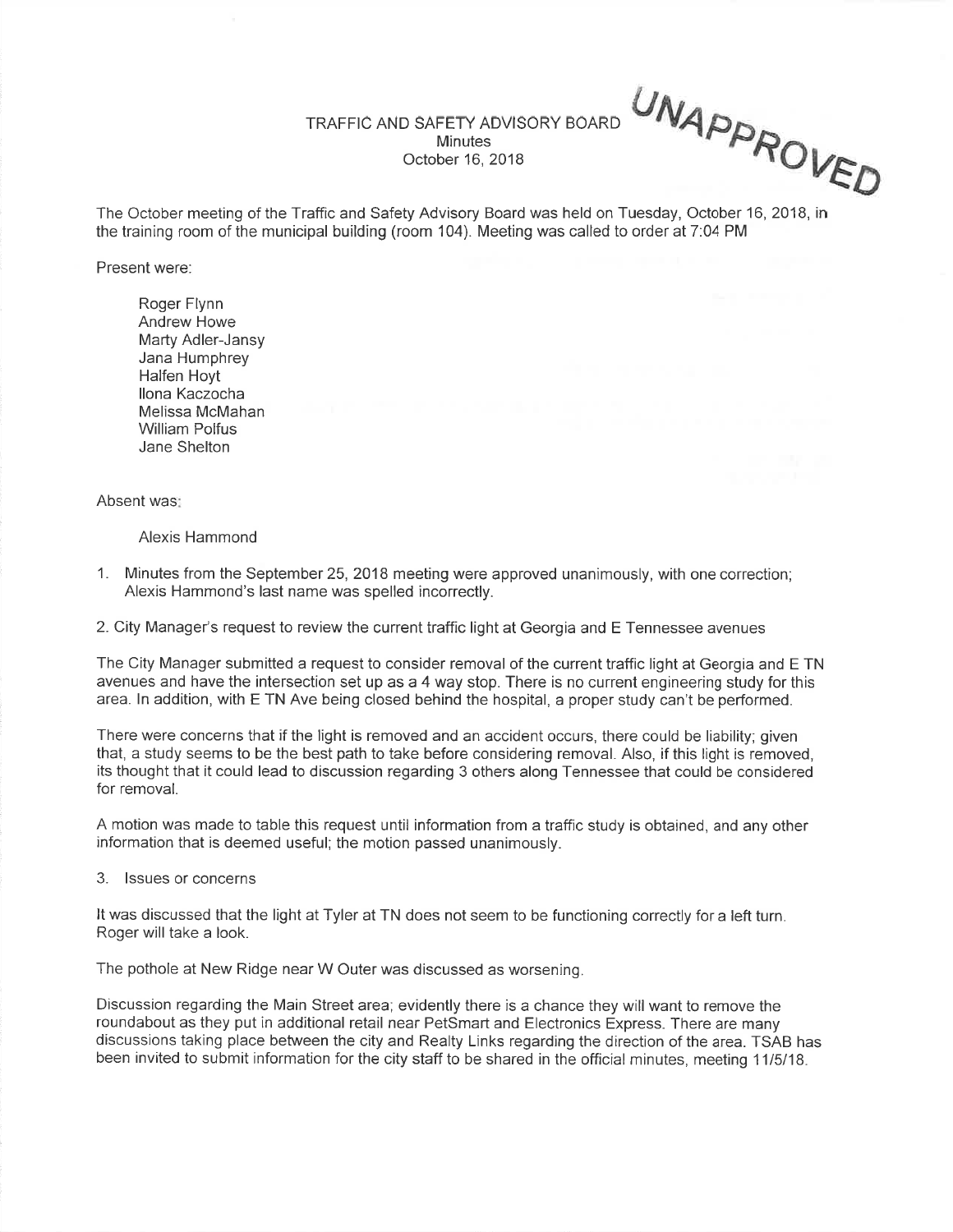UNAPPROVED

TRAFFIC AND SAFETY ADVISORY BOARD
Minutes
October 16, 2018

The October meeting of the Traffic and Safety Advisory Board was held on Tuesday, October 16, 2018, in the training room of the municipal building (room 104). Meeting was called to order at 7:04 PM

Present were:

Roger Flynn
Andrew Howe
Marty Adler-Jansy
Jana Humphrey
Halfen Hoyt
Ilona Kaczocha
Melissa McMahan
William Polfus
Jane Shelton

Absent was:

Alexis Hammond

1. Minutes from the September 25, 2018 meeting were approved unanimously, with one correction; Alexis Hammond's last name was spelled incorrectly.

2. City Manager's request to review the current traffic light at Georgia and E Tennessee avenues

The City Manager submitted a request to consider removal of the current traffic light at Georgia and E TN avenues and have the intersection set up as a 4 way stop. There is no current engineering study for this area. In addition, with E TN Ave being closed behind the hospital, a proper study can't be performed.

There were concerns that if the light is removed and an accident occurs, there could be liability; given that, a study seems to be the best path to take before considering removal. Also, if this light is removed, its thought that it could lead to discussion regarding 3 others along Tennessee that could be considered for removal.

A motion was made to table this request until information from a traffic study is obtained, and any other information that is deemed useful; the motion passed unanimously.

3. Issues or concerns

It was discussed that the light at Tyler at TN does not seem to be functioning correctly for a left turn. Roger will take a look.

The pothole at New Ridge near W Outer was discussed as worsening.

Discussion regarding the Main Street area; evidently there is a chance they will want to remove the roundabout as they put in additional retail near PetSmart and Electronics Express. There are many discussions taking place between the city and Realty Links regarding the direction of the area. TSAB has been invited to submit information for the city staff to be shared in the official minutes, meeting 11/5/18.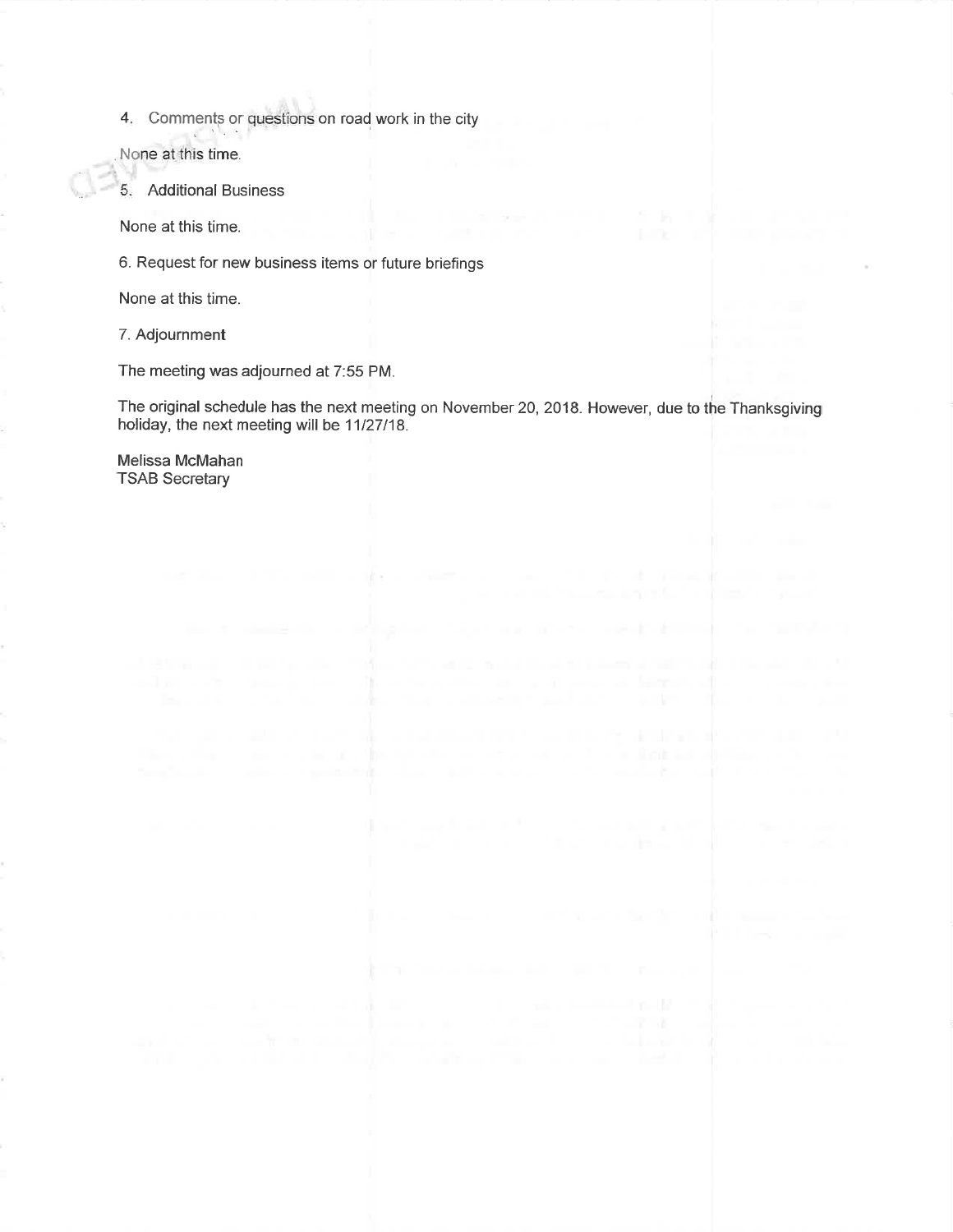4. Comments or questions on road work in the city

None at this time.

5. Additional Business

None at this time.

6. Request for new business items or future briefings

None at this time.

7. Adjournment

The meeting was adjourned at 7:55 PM.

The original schedule has the next meeting on November 20, 2018. However, due to the Thanksgiving holiday, the next meeting will be 11/27/18.

Melissa McMahan
TSAB Secretary